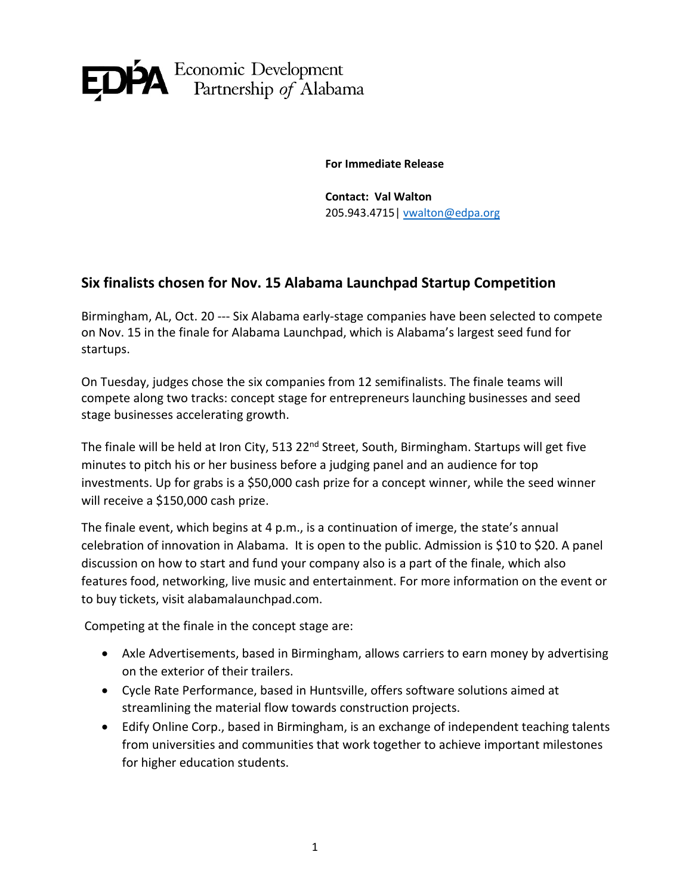EDPA Economic Development Partnership *of* Alabama

**For Immediate Release**

**Contact: Val Walton**
205.943.4715| vwalton@edpa.org

## Six finalists chosen for Nov. 15 Alabama Launchpad Startup Competition

Birmingham, AL, Oct. 20 --- Six Alabama early-stage companies have been selected to compete on Nov. 15 in the finale for Alabama Launchpad, which is Alabama's largest seed fund for startups.

On Tuesday, judges chose the six companies from 12 semifinalists. The finale teams will compete along two tracks: concept stage for entrepreneurs launching businesses and seed stage businesses accelerating growth.

The finale will be held at Iron City, 513 22nd Street, South, Birmingham. Startups will get five minutes to pitch his or her business before a judging panel and an audience for top investments. Up for grabs is a $50,000 cash prize for a concept winner, while the seed winner will receive a $150,000 cash prize.

The finale event, which begins at 4 p.m., is a continuation of imerge, the state's annual celebration of innovation in Alabama. It is open to the public. Admission is $10 to $20. A panel discussion on how to start and fund your company also is a part of the finale, which also features food, networking, live music and entertainment. For more information on the event or to buy tickets, visit alabamalaunchpad.com.

Competing at the finale in the concept stage are:

- Axle Advertisements, based in Birmingham, allows carriers to earn money by advertising on the exterior of their trailers.
- Cycle Rate Performance, based in Huntsville, offers software solutions aimed at streamlining the material flow towards construction projects.
- Edify Online Corp., based in Birmingham, is an exchange of independent teaching talents from universities and communities that work together to achieve important milestones for higher education students.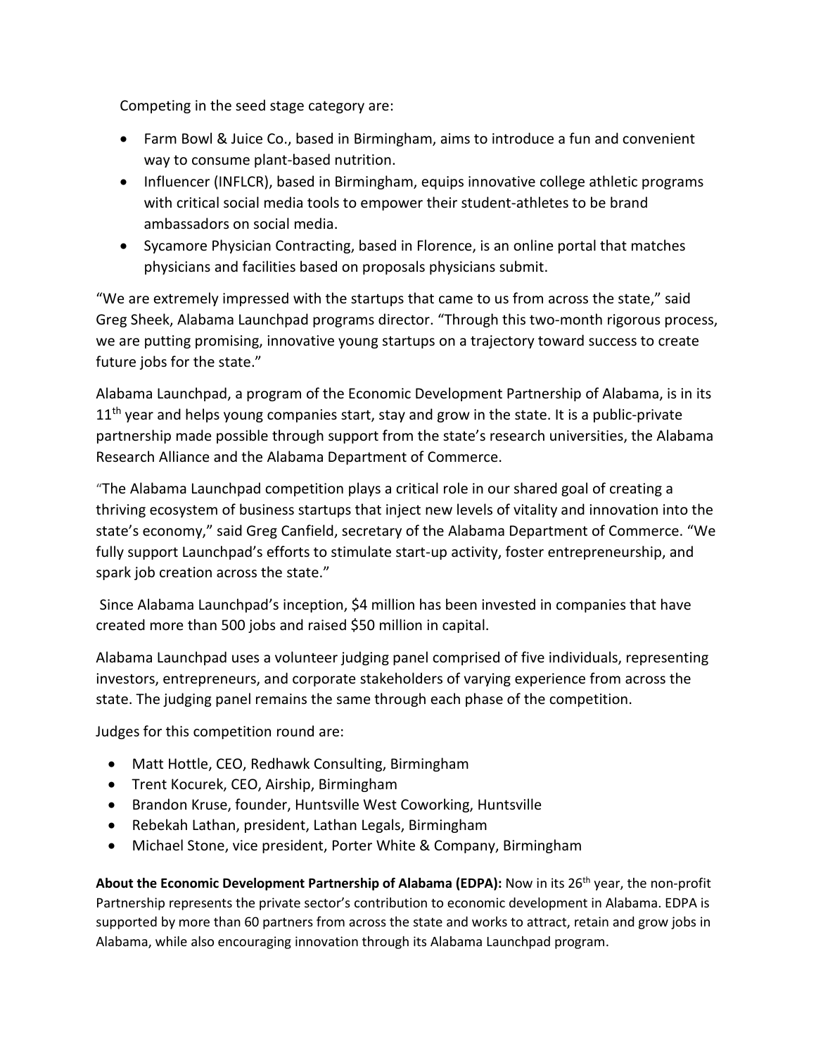Competing in the seed stage category are:

- Farm Bowl & Juice Co., based in Birmingham, aims to introduce a fun and convenient way to consume plant-based nutrition.
- Influencer (INFLCR), based in Birmingham, equips innovative college athletic programs with critical social media tools to empower their student-athletes to be brand ambassadors on social media.
- Sycamore Physician Contracting, based in Florence, is an online portal that matches physicians and facilities based on proposals physicians submit.

"We are extremely impressed with the startups that came to us from across the state," said Greg Sheek, Alabama Launchpad programs director. "Through this two-month rigorous process, we are putting promising, innovative young startups on a trajectory toward success to create future jobs for the state."

Alabama Launchpad, a program of the Economic Development Partnership of Alabama, is in its 11th year and helps young companies start, stay and grow in the state. It is a public-private partnership made possible through support from the state's research universities, the Alabama Research Alliance and the Alabama Department of Commerce.

"The Alabama Launchpad competition plays a critical role in our shared goal of creating a thriving ecosystem of business startups that inject new levels of vitality and innovation into the state's economy," said Greg Canfield, secretary of the Alabama Department of Commerce. "We fully support Launchpad's efforts to stimulate start-up activity, foster entrepreneurship, and spark job creation across the state."

Since Alabama Launchpad's inception, $4 million has been invested in companies that have created more than 500 jobs and raised $50 million in capital.

Alabama Launchpad uses a volunteer judging panel comprised of five individuals, representing investors, entrepreneurs, and corporate stakeholders of varying experience from across the state. The judging panel remains the same through each phase of the competition.

Judges for this competition round are:

- Matt Hottle, CEO, Redhawk Consulting, Birmingham
- Trent Kocurek, CEO, Airship, Birmingham
- Brandon Kruse, founder, Huntsville West Coworking, Huntsville
- Rebekah Lathan, president, Lathan Legals, Birmingham
- Michael Stone, vice president, Porter White & Company, Birmingham

**About the Economic Development Partnership of Alabama (EDPA):** Now in its 26th year, the non-profit Partnership represents the private sector's contribution to economic development in Alabama. EDPA is supported by more than 60 partners from across the state and works to attract, retain and grow jobs in Alabama, while also encouraging innovation through its Alabama Launchpad program.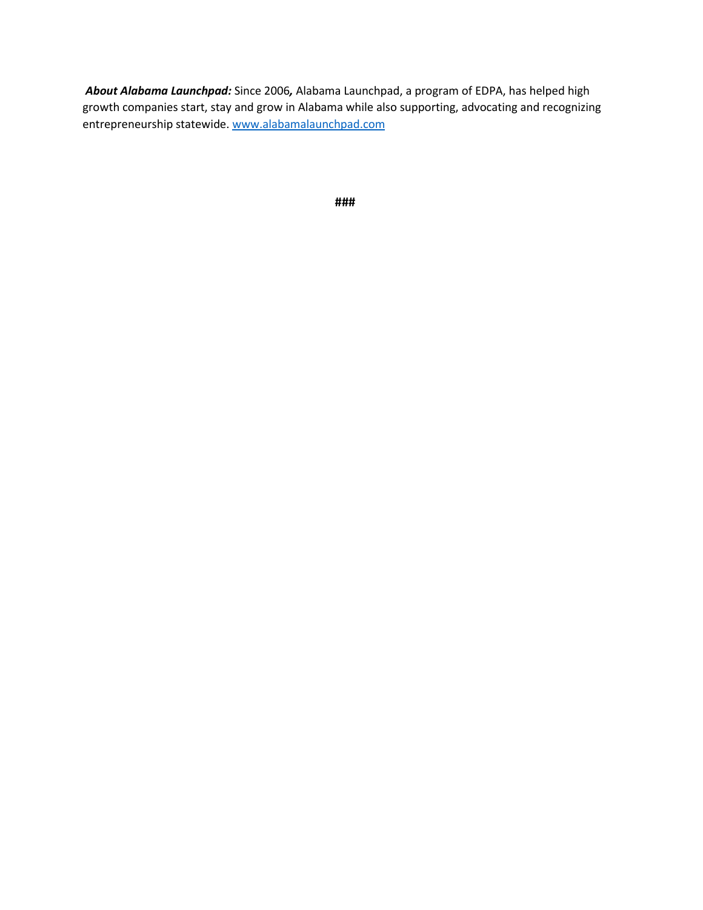***About Alabama Launchpad:*** Since 2006***,*** Alabama Launchpad, a program of EDPA, has helped high growth companies start, stay and grow in Alabama while also supporting, advocating and recognizing entrepreneurship statewide. [www.alabamalaunchpad.com](http://www.alabamalaunchpad.com)

**###**